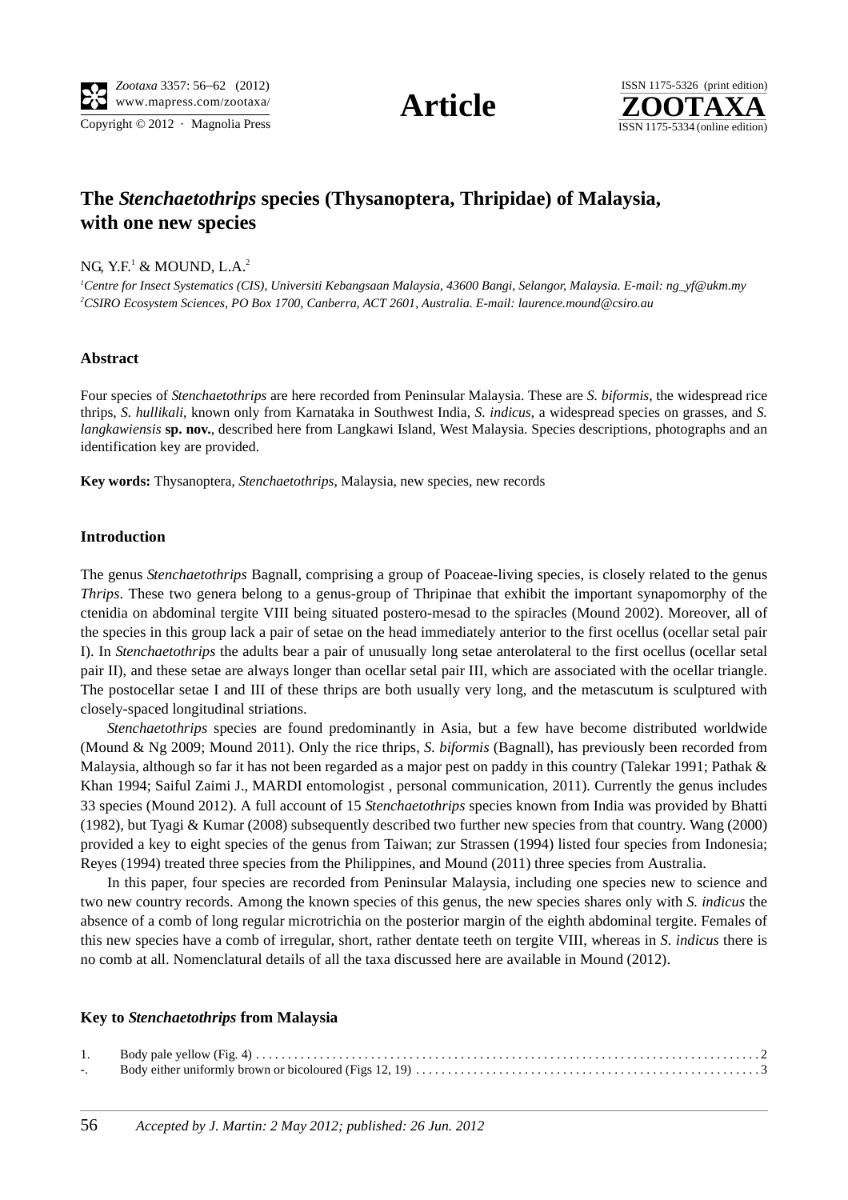# The *Stenchaetothrips* species (Thysanoptera, Thripidae) of Malaysia, with one new species

NG, Y.F.[1] & MOUND, L.A.[2]

[1]*Centre for Insect Systematics (CIS), Universiti Kebangsaan Malaysia, 43600 Bangi, Selangor, Malaysia. E-mail: ng_yf@ukm.my*
[2]*CSIRO Ecosystem Sciences, PO Box 1700, Canberra, ACT 2601, Australia. E-mail: laurence.mound@csiro.au*

## Abstract

Four species of *Stenchaetothrips* are here recorded from Peninsular Malaysia. These are *S. biformis*, the widespread rice thrips, *S. hullikali*, known only from Karnataka in Southwest India, *S. indicus*, a widespread species on grasses, and *S. langkawiensis* **sp. nov.**, described here from Langkawi Island, West Malaysia. Species descriptions, photographs and an identification key are provided.

**Key words:** Thysanoptera, *Stenchaetothrips*, Malaysia, new species, new records

## Introduction

The genus *Stenchaetothrips* Bagnall, comprising a group of Poaceae-living species, is closely related to the genus *Thrips*. These two genera belong to a genus-group of Thripinae that exhibit the important synapomorphy of the ctenidia on abdominal tergite VIII being situated postero-mesad to the spiracles (Mound 2002). Moreover, all of the species in this group lack a pair of setae on the head immediately anterior to the first ocellus (ocellar setal pair I). In *Stenchaetothrips* the adults bear a pair of unusually long setae anterolateral to the first ocellus (ocellar setal pair II), and these setae are always longer than ocellar setal pair III, which are associated with the ocellar triangle. The postocellar setae I and III of these thrips are both usually very long, and the metascutum is sculptured with closely-spaced longitudinal striations.

*Stenchaetothrips* species are found predominantly in Asia, but a few have become distributed worldwide (Mound & Ng 2009; Mound 2011). Only the rice thrips, *S. biformis* (Bagnall), has previously been recorded from Malaysia, although so far it has not been regarded as a major pest on paddy in this country (Talekar 1991; Pathak & Khan 1994; Saiful Zaimi J., MARDI entomologist , personal communication, 2011). Currently the genus includes 33 species (Mound 2012). A full account of 15 *Stenchaetothrips* species known from India was provided by Bhatti (1982), but Tyagi & Kumar (2008) subsequently described two further new species from that country. Wang (2000) provided a key to eight species of the genus from Taiwan; zur Strassen (1994) listed four species from Indonesia; Reyes (1994) treated three species from the Philippines, and Mound (2011) three species from Australia.

In this paper, four species are recorded from Peninsular Malaysia, including one species new to science and two new country records. Among the known species of this genus, the new species shares only with *S. indicus* the absence of a comb of long regular microtrichia on the posterior margin of the eighth abdominal tergite. Females of this new species have a comb of irregular, short, rather dentate teeth on tergite VIII, whereas in *S. indicus* there is no comb at all. Nomenclatural details of all the taxa discussed here are available in Mound (2012).

## Key to *Stenchaetothrips* from Malaysia

1. Body pale yellow (Fig. 4) ........................................................................................ 2
-. Body either uniformly brown or bicoloured (Figs 12, 19) ............................................. 3

*Accepted by J. Martin: 2 May 2012; published: 26 Jun. 2012*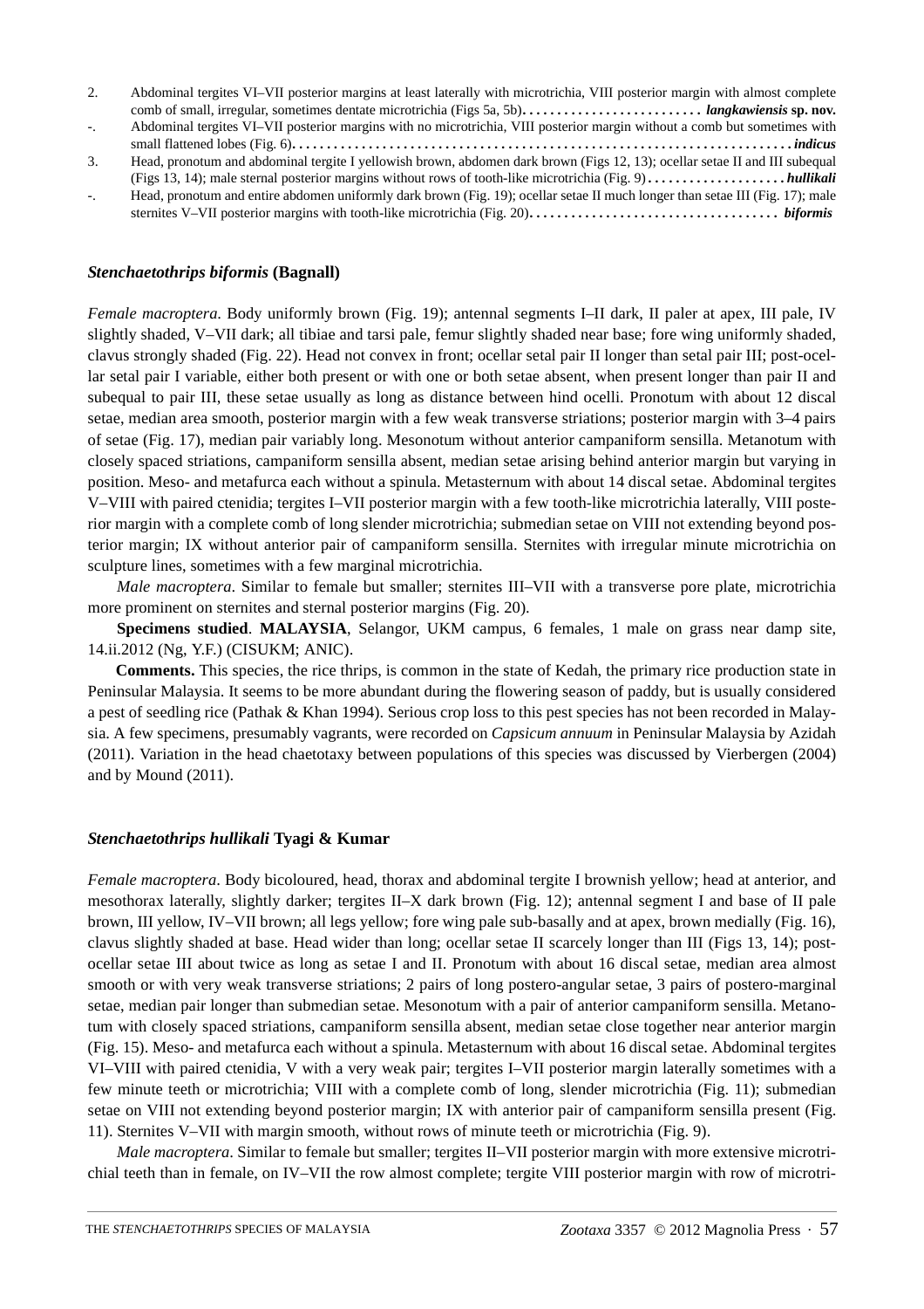2. Abdominal tergites VI–VII posterior margins at least laterally with microtrichia, VIII posterior margin with almost complete comb of small, irregular, sometimes dentate microtrichia (Figs 5a, 5b). . . . . . . . . . . . . . . . . . . . . . . . . . *langkawiensis* **sp. nov.**

-. Abdominal tergites VI–VII posterior margins with no microtrichia, VIII posterior margin without a comb but sometimes with small flattened lobes (Fig. 6). . . . . . . . . . . . . . . . . . . . . . . . . . . . . . . . . . . . . . . . . . . . . . . . . . . . . . . . . . . . . . . . . . . . . . . . . ***indicus***

3. Head, pronotum and abdominal tergite I yellowish brown, abdomen dark brown (Figs 12, 13); ocellar setae II and III subequal (Figs 13, 14); male sternal posterior margins without rows of tooth-like microtrichia (Fig. 9) . . . . . . . . . . . . . . . . . . . . ***hullikali***

-. Head, pronotum and entire abdomen uniformly dark brown (Fig. 19); ocellar setae II much longer than setae III (Fig. 17); male sternites V–VII posterior margins with tooth-like microtrichia (Fig. 20). . . . . . . . . . . . . . . . . . . . . . . . . . . . . . . . . . . . ***biformis***

### *Stenchaetothrips biformis* (Bagnall)

*Female macroptera*. Body uniformly brown (Fig. 19); antennal segments I–II dark, II paler at apex, III pale, IV slightly shaded, V–VII dark; all tibiae and tarsi pale, femur slightly shaded near base; fore wing uniformly shaded, clavus strongly shaded (Fig. 22). Head not convex in front; ocellar setal pair II longer than setal pair III; post-ocellar setal pair I variable, either both present or with one or both setae absent, when present longer than pair II and subequal to pair III, these setae usually as long as distance between hind ocelli. Pronotum with about 12 discal setae, median area smooth, posterior margin with a few weak transverse striations; posterior margin with 3–4 pairs of setae (Fig. 17), median pair variably long. Mesonotum without anterior campaniform sensilla. Metanotum with closely spaced striations, campaniform sensilla absent, median setae arising behind anterior margin but varying in position. Meso- and metafurca each without a spinula. Metasternum with about 14 discal setae. Abdominal tergites V–VIII with paired ctenidia; tergites I–VII posterior margin with a few tooth-like microtrichia laterally, VIII posterior margin with a complete comb of long slender microtrichia; submedian setae on VIII not extending beyond posterior margin; IX without anterior pair of campaniform sensilla. Sternites with irregular minute microtrichia on sculpture lines, sometimes with a few marginal microtrichia.

*Male macroptera*. Similar to female but smaller; sternites III–VII with a transverse pore plate, microtrichia more prominent on sternites and sternal posterior margins (Fig. 20).

**Specimens studied**. **MALAYSIA**, Selangor, UKM campus, 6 females, 1 male on grass near damp site, 14.ii.2012 (Ng, Y.F.) (CISUKM; ANIC).

**Comments.** This species, the rice thrips, is common in the state of Kedah, the primary rice production state in Peninsular Malaysia. It seems to be more abundant during the flowering season of paddy, but is usually considered a pest of seedling rice (Pathak & Khan 1994). Serious crop loss to this pest species has not been recorded in Malaysia. A few specimens, presumably vagrants, were recorded on *Capsicum annuum* in Peninsular Malaysia by Azidah (2011). Variation in the head chaetotaxy between populations of this species was discussed by Vierbergen (2004) and by Mound (2011).

### *Stenchaetothrips hullikali* Tyagi & Kumar

*Female macroptera*. Body bicoloured, head, thorax and abdominal tergite I brownish yellow; head at anterior, and mesothorax laterally, slightly darker; tergites II–X dark brown (Fig. 12); antennal segment I and base of II pale brown, III yellow, IV–VII brown; all legs yellow; fore wing pale sub-basally and at apex, brown medially (Fig. 16), clavus slightly shaded at base. Head wider than long; ocellar setae II scarcely longer than III (Figs 13, 14); post-ocellar setae III about twice as long as setae I and II. Pronotum with about 16 discal setae, median area almost smooth or with very weak transverse striations; 2 pairs of long postero-angular setae, 3 pairs of postero-marginal setae, median pair longer than submedian setae. Mesonotum with a pair of anterior campaniform sensilla. Metanotum with closely spaced striations, campaniform sensilla absent, median setae close together near anterior margin (Fig. 15). Meso- and metafurca each without a spinula. Metasternum with about 16 discal setae. Abdominal tergites VI–VIII with paired ctenidia, V with a very weak pair; tergites I–VII posterior margin laterally sometimes with a few minute teeth or microtrichia; VIII with a complete comb of long, slender microtrichia (Fig. 11); submedian setae on VIII not extending beyond posterior margin; IX with anterior pair of campaniform sensilla present (Fig. 11). Sternites V–VII with margin smooth, without rows of minute teeth or microtrichia (Fig. 9).

*Male macroptera*. Similar to female but smaller; tergites II–VII posterior margin with more extensive microtrichial teeth than in female, on IV–VII the row almost complete; tergite VIII posterior margin with row of microtri-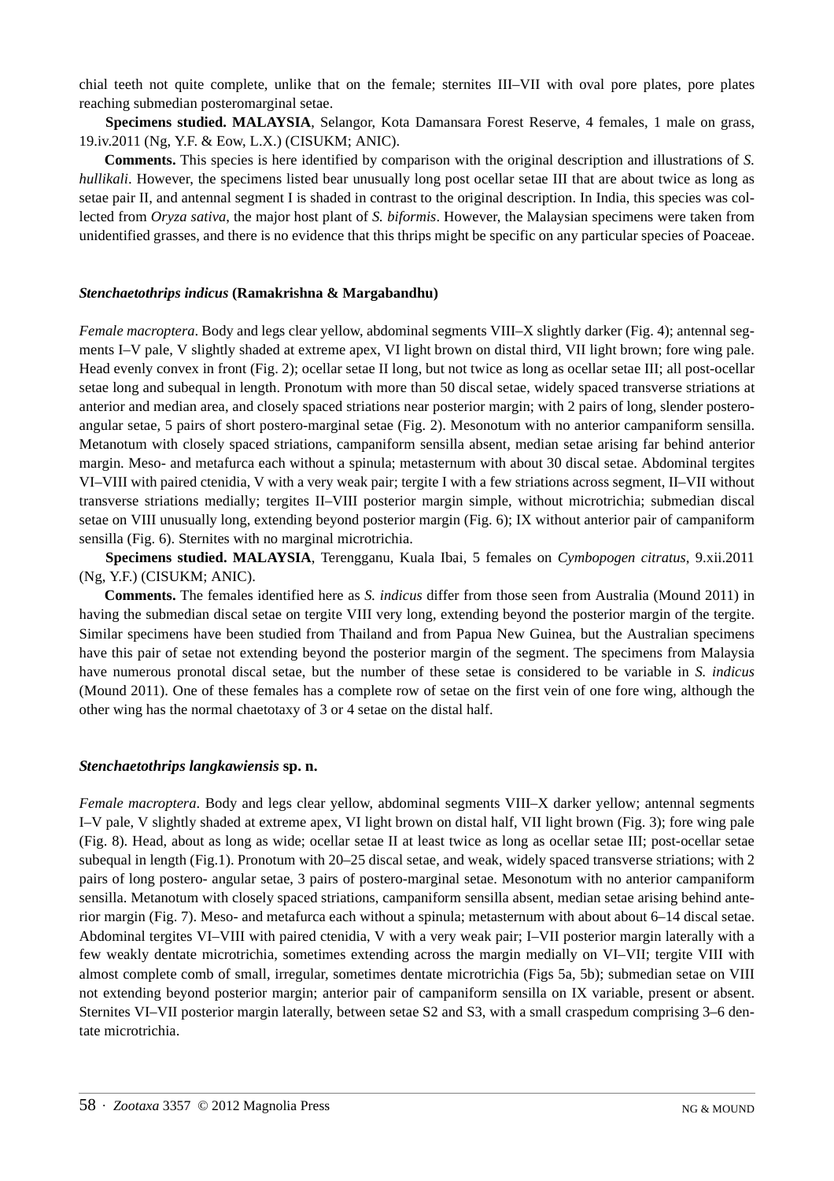chial teeth not quite complete, unlike that on the female; sternites III–VII with oval pore plates, pore plates reaching submedian posteromarginal setae.

**Specimens studied. MALAYSIA**, Selangor, Kota Damansara Forest Reserve, 4 females, 1 male on grass, 19.iv.2011 (Ng, Y.F. & Eow, L.X.) (CISUKM; ANIC).

**Comments.** This species is here identified by comparison with the original description and illustrations of *S. hullikali*. However, the specimens listed bear unusually long post ocellar setae III that are about twice as long as setae pair II, and antennal segment I is shaded in contrast to the original description. In India, this species was collected from *Oryza sativa*, the major host plant of *S. biformis*. However, the Malaysian specimens were taken from unidentified grasses, and there is no evidence that this thrips might be specific on any particular species of Poaceae.

### *Stenchaetothrips indicus* (Ramakrishna & Margabandhu)

*Female macroptera*. Body and legs clear yellow, abdominal segments VIII–X slightly darker (Fig. 4); antennal segments I–V pale, V slightly shaded at extreme apex, VI light brown on distal third, VII light brown; fore wing pale. Head evenly convex in front (Fig. 2); ocellar setae II long, but not twice as long as ocellar setae III; all post-ocellar setae long and subequal in length. Pronotum with more than 50 discal setae, widely spaced transverse striations at anterior and median area, and closely spaced striations near posterior margin; with 2 pairs of long, slender postero-angular setae, 5 pairs of short postero-marginal setae (Fig. 2). Mesonotum with no anterior campaniform sensilla. Metanotum with closely spaced striations, campaniform sensilla absent, median setae arising far behind anterior margin. Meso- and metafurca each without a spinula; metasternum with about 30 discal setae. Abdominal tergites VI–VIII with paired ctenidia, V with a very weak pair; tergite I with a few striations across segment, II–VII without transverse striations medially; tergites II–VIII posterior margin simple, without microtrichia; submedian discal setae on VIII unusually long, extending beyond posterior margin (Fig. 6); IX without anterior pair of campaniform sensilla (Fig. 6). Sternites with no marginal microtrichia.

**Specimens studied. MALAYSIA**, Terengganu, Kuala Ibai, 5 females on *Cymbopogen citratus*, 9.xii.2011 (Ng, Y.F.) (CISUKM; ANIC).

**Comments.** The females identified here as *S. indicus* differ from those seen from Australia (Mound 2011) in having the submedian discal setae on tergite VIII very long, extending beyond the posterior margin of the tergite. Similar specimens have been studied from Thailand and from Papua New Guinea, but the Australian specimens have this pair of setae not extending beyond the posterior margin of the segment. The specimens from Malaysia have numerous pronotal discal setae, but the number of these setae is considered to be variable in *S. indicus* (Mound 2011). One of these females has a complete row of setae on the first vein of one fore wing, although the other wing has the normal chaetotaxy of 3 or 4 setae on the distal half.

### *Stenchaetothrips langkawiensis* sp. n.

*Female macroptera*. Body and legs clear yellow, abdominal segments VIII–X darker yellow; antennal segments I–V pale, V slightly shaded at extreme apex, VI light brown on distal half, VII light brown (Fig. 3); fore wing pale (Fig. 8). Head, about as long as wide; ocellar setae II at least twice as long as ocellar setae III; post-ocellar setae subequal in length (Fig.1). Pronotum with 20–25 discal setae, and weak, widely spaced transverse striations; with 2 pairs of long postero- angular setae, 3 pairs of postero-marginal setae. Mesonotum with no anterior campaniform sensilla. Metanotum with closely spaced striations, campaniform sensilla absent, median setae arising behind anterior margin (Fig. 7). Meso- and metafurca each without a spinula; metasternum with about about 6–14 discal setae. Abdominal tergites VI–VIII with paired ctenidia, V with a very weak pair; I–VII posterior margin laterally with a few weakly dentate microtrichia, sometimes extending across the margin medially on VI–VII; tergite VIII with almost complete comb of small, irregular, sometimes dentate microtrichia (Figs 5a, 5b); submedian setae on VIII not extending beyond posterior margin; anterior pair of campaniform sensilla on IX variable, present or absent. Sternites VI–VII posterior margin laterally, between setae S2 and S3, with a small craspedum comprising 3–6 dentate microtrichia.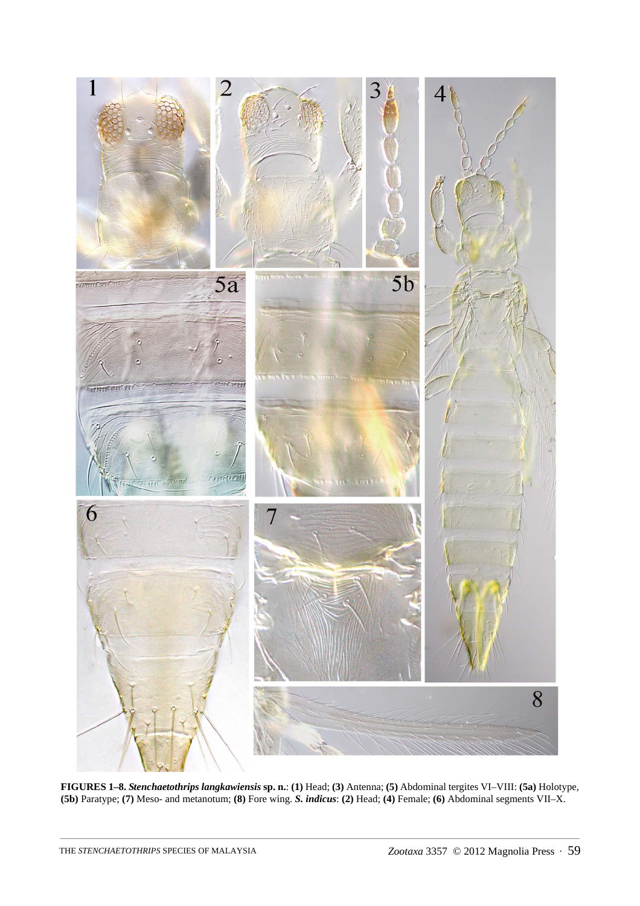**FIGURES 1–8.** ***Stenchaetothrips langkawiensis*** **sp. n.**: **(1)** Head; **(3)** Antenna; **(5)** Abdominal tergites VI–VIII: **(5a)** Holotype, **(5b)** Paratype; **(7)** Meso- and metanotum; **(8)** Fore wing. ***S. indicus***: **(2)** Head; **(4)** Female; **(6)** Abdominal segments VII–X.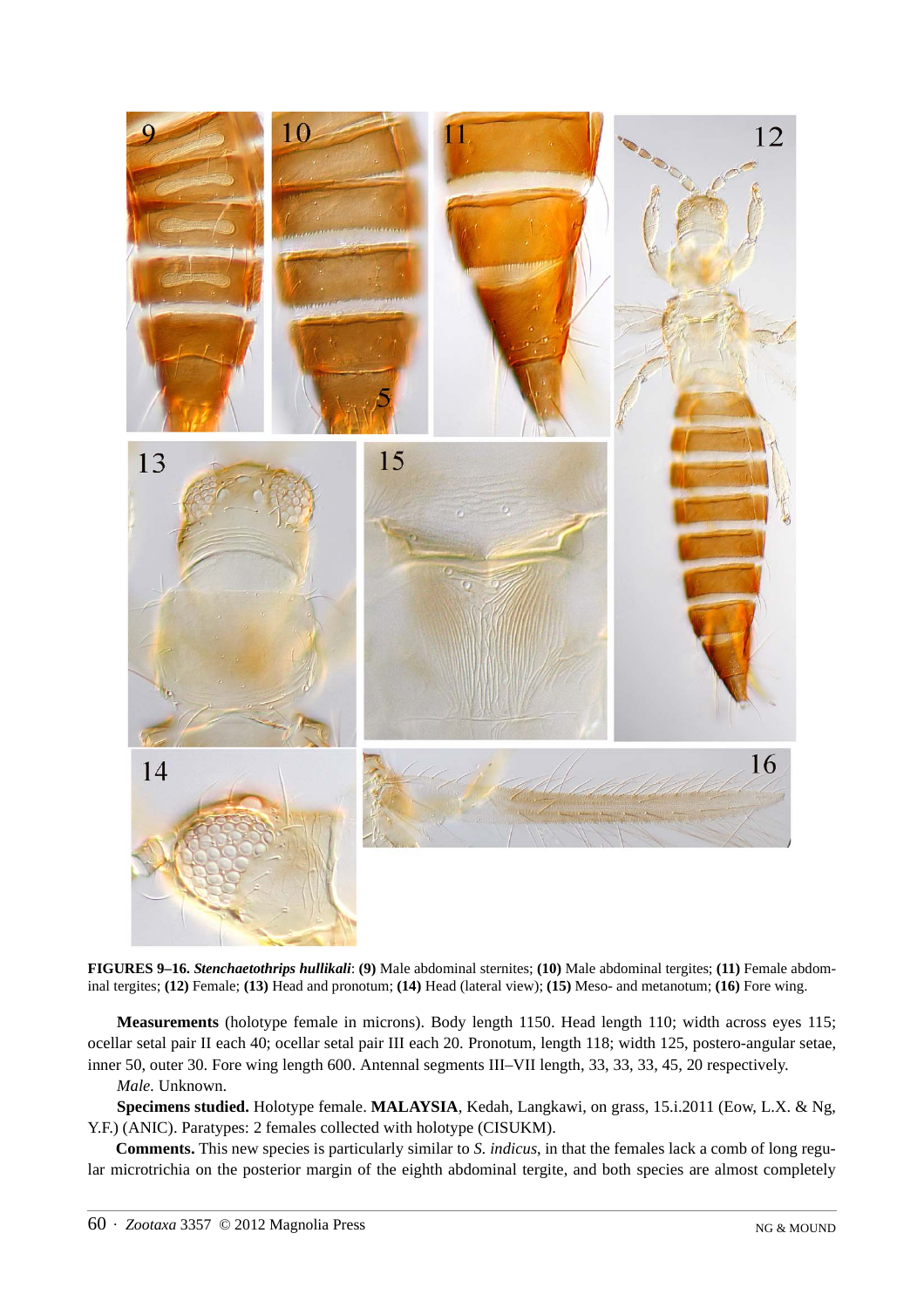**FIGURES 9–16.** ***Stenchaetothrips hullikali***: **(9)** Male abdominal sternites; **(10)** Male abdominal tergites; **(11)** Female abdominal tergites; **(12)** Female; **(13)** Head and pronotum; **(14)** Head (lateral view); **(15)** Meso- and metanotum; **(16)** Fore wing.

**Measurements** (holotype female in microns). Body length 1150. Head length 110; width across eyes 115; ocellar setal pair II each 40; ocellar setal pair III each 20. Pronotum, length 118; width 125, postero-angular setae, inner 50, outer 30. Fore wing length 600. Antennal segments III–VII length, 33, 33, 33, 45, 20 respectively.

*Male.* Unknown.

**Specimens studied.** Holotype female. **MALAYSIA**, Kedah, Langkawi, on grass, 15.i.2011 (Eow, L.X. & Ng, Y.F.) (ANIC). Paratypes: 2 females collected with holotype (CISUKM).

**Comments.** This new species is particularly similar to *S. indicus*, in that the females lack a comb of long regular microtrichia on the posterior margin of the eighth abdominal tergite, and both species are almost completely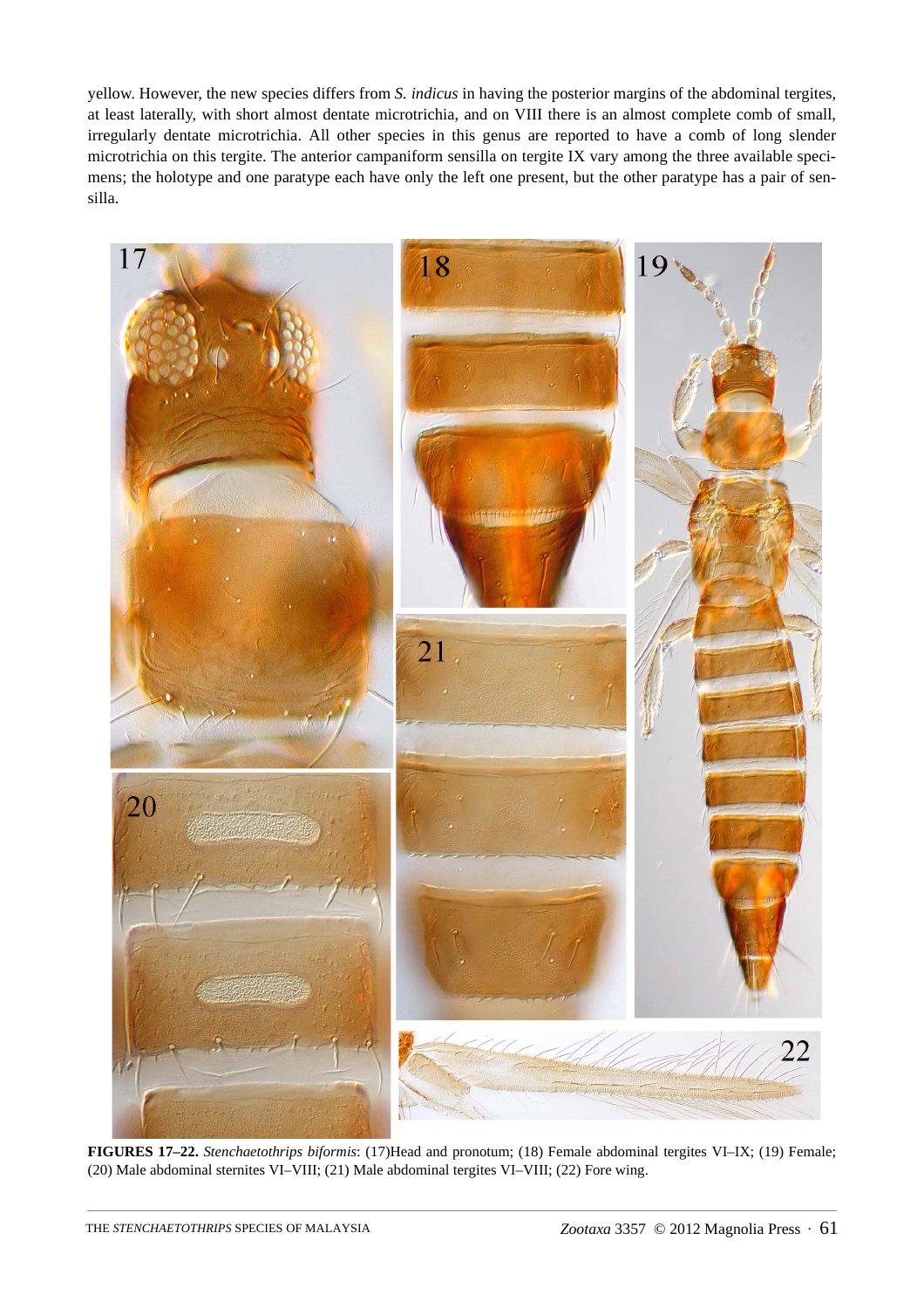yellow. However, the new species differs from *S. indicus* in having the posterior margins of the abdominal tergites, at least laterally, with short almost dentate microtrichia, and on VIII there is an almost complete comb of small, irregularly dentate microtrichia. All other species in this genus are reported to have a comb of long slender microtrichia on this tergite. The anterior campaniform sensilla on tergite IX vary among the three available specimens; the holotype and one paratype each have only the left one present, but the other paratype has a pair of sensilla.

**FIGURES 17–22.** *Stenchaetothrips biformis*: (17)Head and pronotum; (18) Female abdominal tergites VI–IX; (19) Female; (20) Male abdominal sternites VI–VIII; (21) Male abdominal tergites VI–VIII; (22) Fore wing.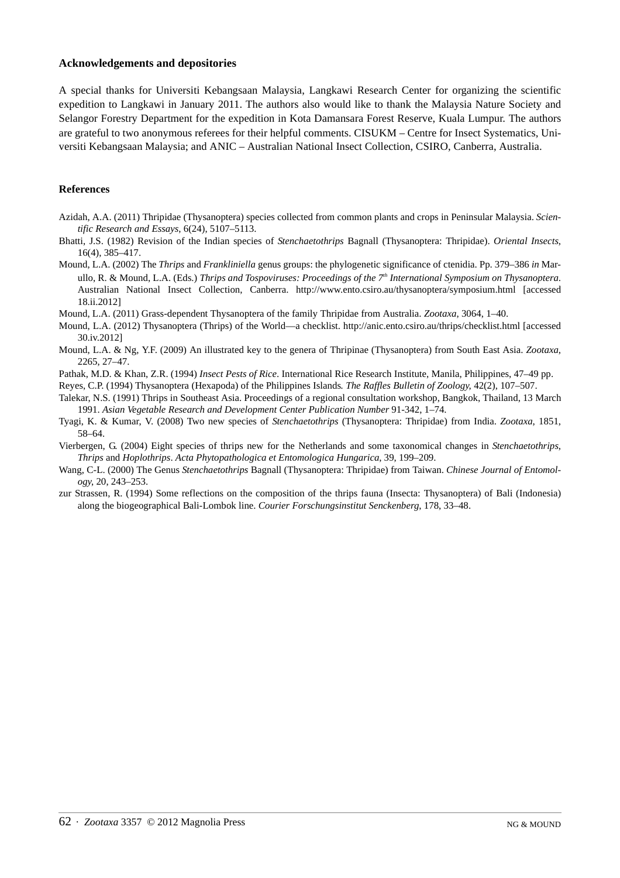**Acknowledgements and depositories**

A special thanks for Universiti Kebangsaan Malaysia, Langkawi Research Center for organizing the scientific expedition to Langkawi in January 2011. The authors also would like to thank the Malaysia Nature Society and Selangor Forestry Department for the expedition in Kota Damansara Forest Reserve, Kuala Lumpur. The authors are grateful to two anonymous referees for their helpful comments. CISUKM – Centre for Insect Systematics, Universiti Kebangsaan Malaysia; and ANIC – Australian National Insect Collection, CSIRO, Canberra, Australia.

**References**

Azidah, A.A. (2011) Thripidae (Thysanoptera) species collected from common plants and crops in Peninsular Malaysia. *Scientific Research and Essays*, 6(24), 5107–5113.

Bhatti, J.S. (1982) Revision of the Indian species of *Stenchaetothrips* Bagnall (Thysanoptera: Thripidae). *Oriental Insects*, 16(4), 385–417.

Mound, L.A. (2002) The *Thrips* and *Frankliniella* genus groups: the phylogenetic significance of ctenidia. Pp. 379–386 *in* Marullo, R. & Mound, L.A. (Eds.) *Thrips and Tospoviruses: Proceedings of the 7th International Symposium on Thysanoptera*. Australian National Insect Collection, Canberra. http://www.ento.csiro.au/thysanoptera/symposium.html [accessed 18.ii.2012]

Mound, L.A. (2011) Grass-dependent Thysanoptera of the family Thripidae from Australia. *Zootaxa*, 3064, 1–40.

Mound, L.A. (2012) Thysanoptera (Thrips) of the World—a checklist. http://anic.ento.csiro.au/thrips/checklist.html [accessed 30.iv.2012]

Mound, L.A. & Ng, Y.F. (2009) An illustrated key to the genera of Thripinae (Thysanoptera) from South East Asia. *Zootaxa*, 2265, 27–47.

Pathak, M.D. & Khan, Z.R. (1994) *Insect Pests of Rice*. International Rice Research Institute, Manila, Philippines, 47–49 pp.

Reyes, C.P. (1994) Thysanoptera (Hexapoda) of the Philippines Islands. *The Raffles Bulletin of Zoology*, 42(2), 107–507.

Talekar, N.S. (1991) Thrips in Southeast Asia. Proceedings of a regional consultation workshop, Bangkok, Thailand, 13 March 1991. *Asian Vegetable Research and Development Center Publication Number* 91-342, 1–74.

Tyagi, K. & Kumar, V. (2008) Two new species of *Stenchaetothrips* (Thysanoptera: Thripidae) from India. *Zootaxa*, 1851, 58–64.

Vierbergen, G. (2004) Eight species of thrips new for the Netherlands and some taxonomical changes in *Stenchaetothrips*, *Thrips* and *Hoplothrips*. *Acta Phytopathologica et Entomologica Hungarica*, 39, 199–209.

Wang, C-L. (2000) The Genus *Stenchaetothrips* Bagnall (Thysanoptera: Thripidae) from Taiwan. *Chinese Journal of Entomology*, 20, 243–253.

zur Strassen, R. (1994) Some reflections on the composition of the thrips fauna (Insecta: Thysanoptera) of Bali (Indonesia) along the biogeographical Bali-Lombok line. *Courier Forschungsinstitut Senckenberg*, 178, 33–48.